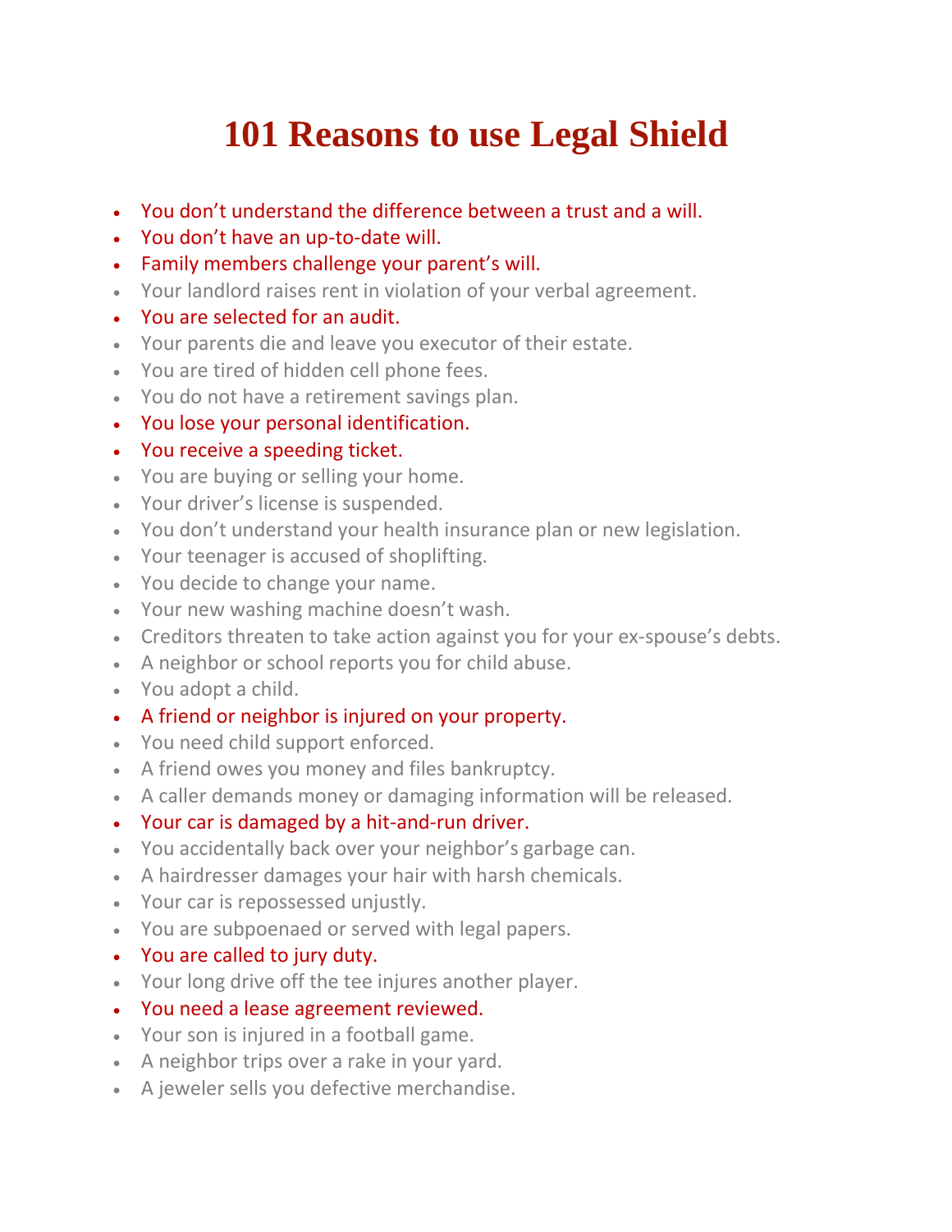# 101 Reasons to use Legal Shield

- You don't understand the difference between a trust and a will.
- You don't have an up-to-date will.
- Family members challenge your parent's will.
- Your landlord raises rent in violation of your verbal agreement.
- You are selected for an audit.
- Your parents die and leave you executor of their estate.
- You are tired of hidden cell phone fees.
- You do not have a retirement savings plan.
- You lose your personal identification.
- You receive a speeding ticket.
- You are buying or selling your home.
- Your driver's license is suspended.
- You don't understand your health insurance plan or new legislation.
- Your teenager is accused of shoplifting.
- You decide to change your name.
- Your new washing machine doesn't wash.
- Creditors threaten to take action against you for your ex-spouse's debts.
- A neighbor or school reports you for child abuse.
- You adopt a child.
- A friend or neighbor is injured on your property.
- You need child support enforced.
- A friend owes you money and files bankruptcy.
- A caller demands money or damaging information will be released.
- Your car is damaged by a hit-and-run driver.
- You accidentally back over your neighbor's garbage can.
- A hairdresser damages your hair with harsh chemicals.
- Your car is repossessed unjustly.
- You are subpoenaed or served with legal papers.
- You are called to jury duty.
- Your long drive off the tee injures another player.
- You need a lease agreement reviewed.
- Your son is injured in a football game.
- A neighbor trips over a rake in your yard.
- A jeweler sells you defective merchandise.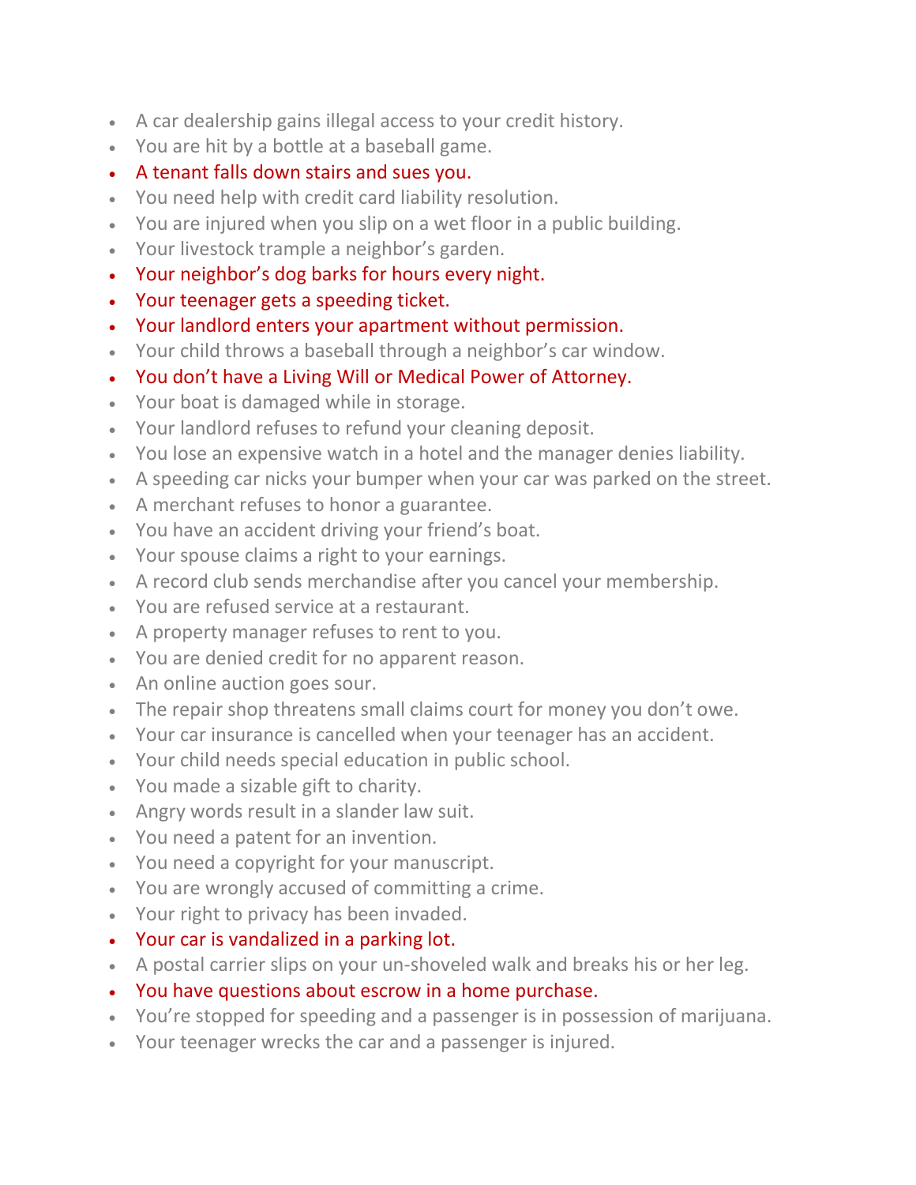- A car dealership gains illegal access to your credit history.
- You are hit by a bottle at a baseball game.
- A tenant falls down stairs and sues you.
- You need help with credit card liability resolution.
- You are injured when you slip on a wet floor in a public building.
- Your livestock trample a neighbor's garden.
- Your neighbor's dog barks for hours every night.
- Your teenager gets a speeding ticket.
- Your landlord enters your apartment without permission.
- Your child throws a baseball through a neighbor's car window.
- You don't have a Living Will or Medical Power of Attorney.
- Your boat is damaged while in storage.
- Your landlord refuses to refund your cleaning deposit.
- You lose an expensive watch in a hotel and the manager denies liability.
- A speeding car nicks your bumper when your car was parked on the street.
- A merchant refuses to honor a guarantee.
- You have an accident driving your friend's boat.
- Your spouse claims a right to your earnings.
- A record club sends merchandise after you cancel your membership.
- You are refused service at a restaurant.
- A property manager refuses to rent to you.
- You are denied credit for no apparent reason.
- An online auction goes sour.
- The repair shop threatens small claims court for money you don't owe.
- Your car insurance is cancelled when your teenager has an accident.
- Your child needs special education in public school.
- You made a sizable gift to charity.
- Angry words result in a slander law suit.
- You need a patent for an invention.
- You need a copyright for your manuscript.
- You are wrongly accused of committing a crime.
- Your right to privacy has been invaded.
- Your car is vandalized in a parking lot.
- A postal carrier slips on your un-shoveled walk and breaks his or her leg.
- You have questions about escrow in a home purchase.
- You're stopped for speeding and a passenger is in possession of marijuana.
- Your teenager wrecks the car and a passenger is injured.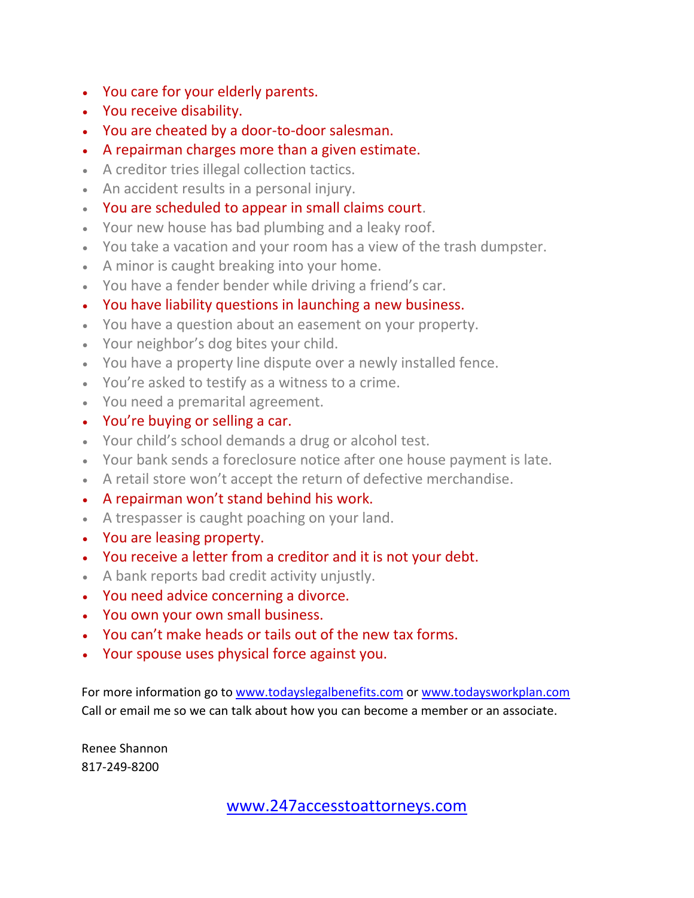- You care for your elderly parents.
- You receive disability.
- You are cheated by a door-to-door salesman.
- A repairman charges more than a given estimate.
- A creditor tries illegal collection tactics.
- An accident results in a personal injury.
- You are scheduled to appear in small claims court.
- Your new house has bad plumbing and a leaky roof.
- You take a vacation and your room has a view of the trash dumpster.
- A minor is caught breaking into your home.
- You have a fender bender while driving a friend's car.
- You have liability questions in launching a new business.
- You have a question about an easement on your property.
- Your neighbor's dog bites your child.
- You have a property line dispute over a newly installed fence.
- You're asked to testify as a witness to a crime.
- You need a premarital agreement.
- You're buying or selling a car.
- Your child's school demands a drug or alcohol test.
- Your bank sends a foreclosure notice after one house payment is late.
- A retail store won't accept the return of defective merchandise.
- A repairman won't stand behind his work.
- A trespasser is caught poaching on your land.
- You are leasing property.
- You receive a letter from a creditor and it is not your debt.
- A bank reports bad credit activity unjustly.
- You need advice concerning a divorce.
- You own your own small business.
- You can't make heads or tails out of the new tax forms.
- Your spouse uses physical force against you.

For more information go to www.todayslegalbenefits.com or www.todaysworkplan.com
Call or email me so we can talk about how you can become a member or an associate.

Renee Shannon
817-249-8200

www.247accesstoattorneys.com